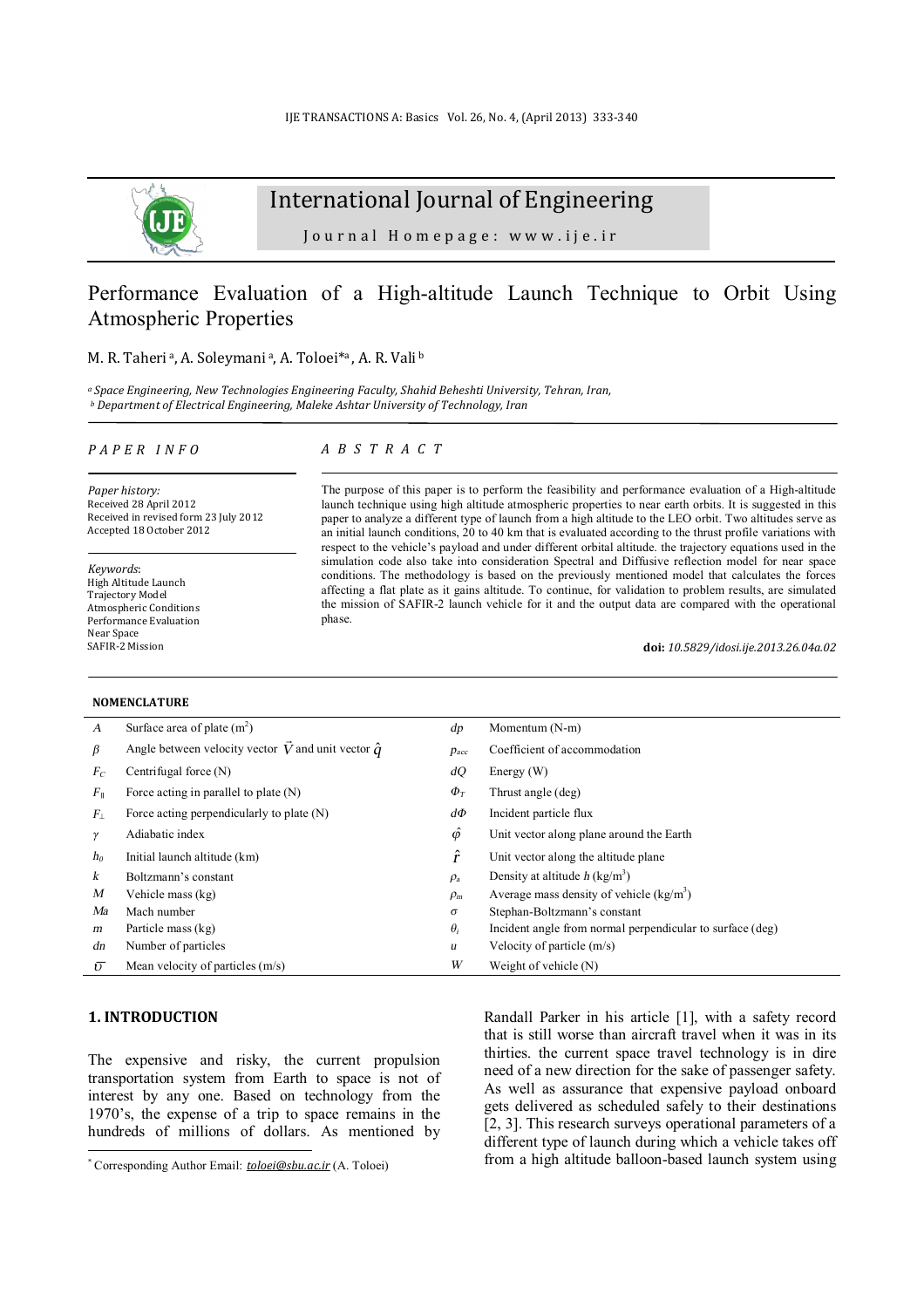International Journal of Engineering

Journal Homepage: www.ije.ir

# Performance Evaluation of a High-altitude Launch Technique to Orbit Using Atmospheric Properties

M. R. Taheri [a], A. Soleymani [a], A. Toloei*[a], A. R. Vali [b]

*[a] Space Engineering, New Technologies Engineering Faculty, Shahid Beheshti University, Tehran, Iran,*
*[b] Department of Electrical Engineering, Maleke Ashtar University of Technology, Iran*

**PAPER INFO**

*Paper history:*
Received 28 April 2012
Received in revised form 23 July 2012
Accepted 18 October 2012

*Keywords*:
High Altitude Launch
Trajectory Model
Atmospheric Conditions
Performance Evaluation
Near Space
SAFIR-2 Mission

**ABSTRACT**

The purpose of this paper is to perform the feasibility and performance evaluation of a High-altitude launch technique using high altitude atmospheric properties to near earth orbits. It is suggested in this paper to analyze a different type of launch from a high altitude to the LEO orbit. Two altitudes serve as an initial launch conditions, 20 to 40 km that is evaluated according to the thrust profile variations with respect to the vehicle's payload and under different orbital altitude. the trajectory equations used in the simulation code also take into consideration Spectral and Diffusive reflection model for near space conditions. The methodology is based on the previously mentioned model that calculates the forces affecting a flat plate as it gains altitude. To continue, for validation to problem results, are simulated the mission of SAFIR-2 launch vehicle for it and the output data are compared with the operational phase.

**doi:** *10.5829/idosi.ije.2013.26.04a.02*

**NOMENCLATURE**

| | | | |
|---|---|---|---|
| $A$ | Surface area of plate ($m^2$) | $dp$ | Momentum (N-m) |
| $\beta$ | Angle between velocity vector $\vec{V}$ and unit vector $\hat{q}$ | $p_{acc}$ | Coefficient of accommodation |
| $F_C$ | Centrifugal force (N) | $dQ$ | Energy (W) |
| $F_{\parallel}$ | Force acting in parallel to plate (N) | $\Phi_T$ | Thrust angle (deg) |
| $F_{\perp}$ | Force acting perpendicularly to plate (N) | $d\Phi$ | Incident particle flux |
| $\gamma$ | Adiabatic index | $\hat{\varphi}$ | Unit vector along plane around the Earth |
| $h_0$ | Initial launch altitude (km) | $\hat{r}$ | Unit vector along the altitude plane |
| $k$ | Boltzmann's constant | $\rho_a$ | Density at altitude $h$ ($kg/m^3$) |
| $M$ | Vehicle mass (kg) | $\rho_m$ | Average mass density of vehicle ($kg/m^3$) |
| $Ma$ | Mach number | $\sigma$ | Stephan-Boltzmann's constant |
| $m$ | Particle mass (kg) | $\theta_i$ | Incident angle from normal perpendicular to surface (deg) |
| $dn$ | Number of particles | $u$ | Velocity of particle (m/s) |
| $\bar{\upsilon}$ | Mean velocity of particles (m/s) | $W$ | Weight of vehicle (N) |

## 1. INTRODUCTION

The expensive and risky, the current propulsion transportation system from Earth to space is not of interest by any one. Based on technology from the 1970's, the expense of a trip to space remains in the hundreds of millions of dollars. As mentioned by Randall Parker in his article [1], with a safety record that is still worse than aircraft travel when it was in its thirties. the current space travel technology is in dire need of a new direction for the sake of passenger safety. As well as assurance that expensive payload onboard gets delivered as scheduled safely to their destinations [2, 3]. This research surveys operational parameters of a different type of launch during which a vehicle takes off from a high altitude balloon-based launch system using

* Corresponding Author Email: *toloei@sbu.ac.ir* (A. Toloei)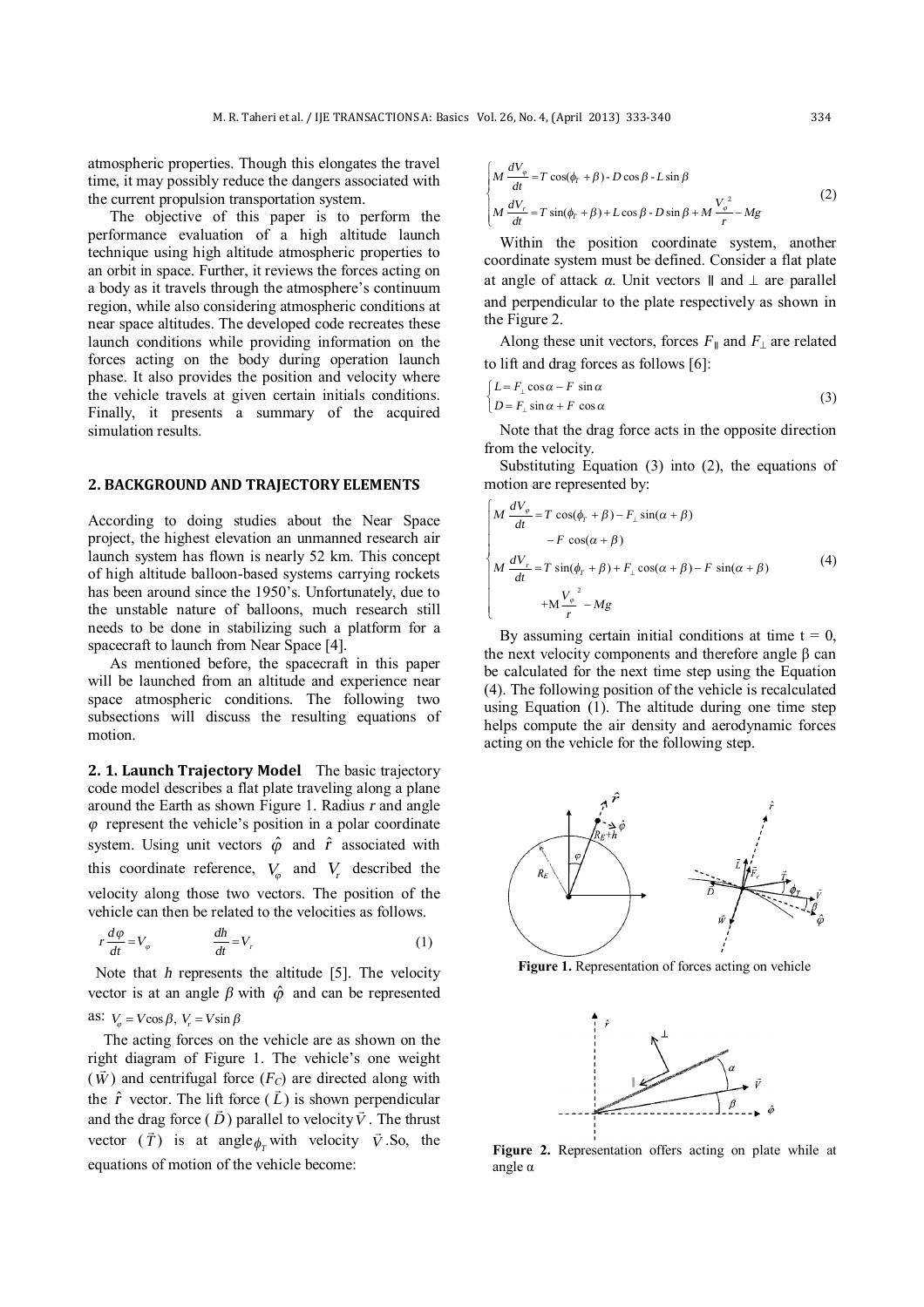atmospheric properties. Though this elongates the travel time, it may possibly reduce the dangers associated with the current propulsion transportation system.

The objective of this paper is to perform the performance evaluation of a high altitude launch technique using high altitude atmospheric properties to an orbit in space. Further, it reviews the forces acting on a body as it travels through the atmosphere's continuum region, while also considering atmospheric conditions at near space altitudes. The developed code recreates these launch conditions while providing information on the forces acting on the body during operation launch phase. It also provides the position and velocity where the vehicle travels at given certain initials conditions. Finally, it presents a summary of the acquired simulation results.

## 2. BACKGROUND AND TRAJECTORY ELEMENTS

According to doing studies about the Near Space project, the highest elevation an unmanned research air launch system has flown is nearly 52 km. This concept of high altitude balloon-based systems carrying rockets has been around since the 1950's. Unfortunately, due to the unstable nature of balloons, much research still needs to be done in stabilizing such a platform for a spacecraft to launch from Near Space [4].

As mentioned before, the spacecraft in this paper will be launched from an altitude and experience near space atmospheric conditions. The following two subsections will discuss the resulting equations of motion.

**2. 1. Launch Trajectory Model** The basic trajectory code model describes a flat plate traveling along a plane around the Earth as shown Figure 1. Radius $r$ and angle $\varphi$ represent the vehicle's position in a polar coordinate system. Using unit vectors $\hat{\varphi}$ and $\hat{r}$ associated with this coordinate reference, $V_\varphi$ and $V_r$ described the velocity along those two vectors. The position of the vehicle can then be related to the velocities as follows.

$$r\frac{d\varphi}{dt} = V_\varphi \qquad \frac{dh}{dt} = V_r \tag{1}$$

Note that $h$ represents the altitude [5]. The velocity vector is at an angle $\beta$ with $\hat{\varphi}$ and can be represented as: $V_\varphi = V\cos\beta,\ V_r = V\sin\beta$

The acting forces on the vehicle are as shown on the right diagram of Figure 1. The vehicle's one weight ($\vec{W}$) and centrifugal force ($F_C$) are directed along with the $\hat{r}$ vector. The lift force ($\vec{L}$) is shown perpendicular and the drag force ($\vec{D}$) parallel to velocity $\vec{V}$. The thrust vector ($\vec{T}$) is at angle $\phi_T$ with velocity $\vec{V}$. So, the equations of motion of the vehicle become:

$$\begin{cases} M\dfrac{dV_\varphi}{dt} = T\cos(\phi_T + \beta) - D\cos\beta - L\sin\beta \\ M\dfrac{dV_r}{dt} = T\sin(\phi_T + \beta) + L\cos\beta - D\sin\beta + M\dfrac{V_\varphi^{\ 2}}{r} - Mg \end{cases} \tag{2}$$

Within the position coordinate system, another coordinate system must be defined. Consider a flat plate at angle of attack $\alpha$. Unit vectors $\parallel$ and $\perp$ are parallel and perpendicular to the plate respectively as shown in the Figure 2.

Along these unit vectors, forces $F_\parallel$ and $F_\perp$ are related to lift and drag forces as follows [6]:

$$\begin{cases} L = F_\perp\cos\alpha - F\sin\alpha \\ D = F_\perp\sin\alpha + F\cos\alpha \end{cases} \tag{3}$$

Note that the drag force acts in the opposite direction from the velocity.

Substituting Equation (3) into (2), the equations of motion are represented by:

$$\begin{cases} M\dfrac{dV_\varphi}{dt} = T\cos(\phi_T + \beta) - F_\perp\sin(\alpha + \beta) \\ \qquad - F\cos(\alpha + \beta) \\ M\dfrac{dV_r}{dt} = T\sin(\phi_T + \beta) + F_\perp\cos(\alpha + \beta) - F\sin(\alpha + \beta) \\ \qquad + \mathrm{M}\dfrac{V_\varphi^{\ 2}}{r} - Mg \end{cases} \tag{4}$$

By assuming certain initial conditions at time t = 0, the next velocity components and therefore angle β can be calculated for the next time step using the Equation (4). The following position of the vehicle is recalculated using Equation (1). The altitude during one time step helps compute the air density and aerodynamic forces acting on the vehicle for the following step.

**Figure 1.** Representation of forces acting on vehicle

**Figure 2.** Representation offers acting on plate while at angle α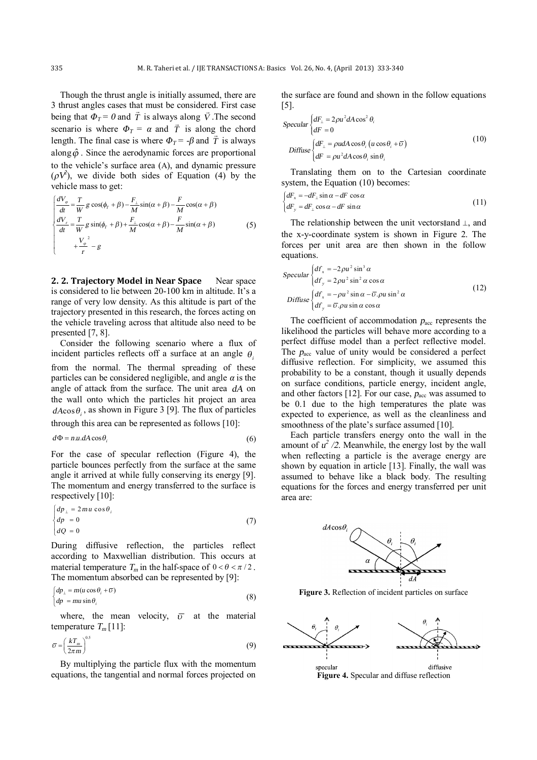Though the thrust angle is initially assumed, there are 3 thrust angles cases that must be considered. First case being that $\Phi_T = 0$ and $\vec{T}$ is always along $\vec{V}$. The second scenario is where $\Phi_T = \alpha$ and $\vec{T}$ is along the chord length. The final case is where $\Phi_T = -\beta$ and $\vec{T}$ is always along $\hat{\varphi}$. Since the aerodynamic forces are proportional to the vehicle's surface area (A), and dynamic pressure ($\rho V^2$), we divide both sides of Equation (4) by the vehicle mass to get:

$$\begin{cases} \dfrac{dV_\varphi}{dt} = \dfrac{T}{W} g\cos(\phi_T + \beta) - \dfrac{F_\perp}{M}\sin(\alpha+\beta) - \dfrac{F}{M}\cos(\alpha+\beta) \\ \dfrac{dV_r}{dt} = \dfrac{T}{W} g\sin(\phi_T + \beta) + \dfrac{F_\perp}{M}\cos(\alpha+\beta) - \dfrac{F}{M}\sin(\alpha+\beta) \\ \qquad + \dfrac{V_\varphi^{\,2}}{r} - g \end{cases} \tag{5}$$

### 2. 2. Trajectory Model in Near Space

Near space is considered to lie between 20-100 km in altitude. It's a range of very low density. As this altitude is part of the trajectory presented in this research, the forces acting on the vehicle traveling across that altitude also need to be presented [7, 8].

Consider the following scenario where a flux of incident particles reflects off a surface at an angle $\theta_i$ from the normal. The thermal spreading of these particles can be considered negligible, and angle $\alpha$ is the angle of attack from the surface. The unit area $dA$ on the wall onto which the particles hit project an area $dA\cos\theta_i$, as shown in Figure 3 [9]. The flux of particles through this area can be represented as follows [10]:

$$d\Phi = n.u.dA\cos\theta_i \tag{6}$$

For the case of specular reflection (Figure 4), the particle bounces perfectly from the surface at the same angle it arrived at while fully conserving its energy [9]. The momentum and energy transferred to the surface is respectively [10]:

$$\begin{cases} dp_\perp = 2mu\cos\theta_i \\ dp = 0 \\ dQ = 0 \end{cases} \tag{7}$$

During diffusive reflection, the particles reflect according to Maxwellian distribution. This occurs at material temperature $T_m$ in the half-space of $0 < \theta < \pi/2$. The momentum absorbed can be represented by [9]:

$$\begin{cases} dp_\perp = m(u\cos\theta_i + \overline{\upsilon}) \\ dp = mu\sin\theta_i \end{cases} \tag{8}$$

where, the mean velocity, $\overline{\upsilon}$ at the material temperature $T_m$ [11]:

$$\overline{\upsilon} = \left(\frac{kT_m}{2\pi m}\right)^{0.5} \tag{9}$$

By multiplying the particle flux with the momentum equations, the tangential and normal forces projected on the surface are found and shown in the follow equations [5].

$$\begin{aligned} &Specular \begin{cases} dF_\perp = 2\rho u^2 dA\cos^2\theta_i \\ dF = 0 \end{cases} \\ &Diffuse \begin{cases} dF_\perp = \rho u dA\cos\theta_i\left(u\cos\theta_i + \overline{\upsilon}\right) \\ dF = \rho u^2 dA\cos\theta_i\sin\theta_i \end{cases} \end{aligned} \tag{10}$$

Translating them on to the Cartesian coordinate system, the Equation (10) becomes:

$$\begin{cases} dF_x = -dF_\perp\sin\alpha - dF\cos\alpha \\ dF_y = dF_\perp\cos\alpha - dF\sin\alpha \end{cases} \tag{11}$$

The relationship between the unit vectors∥and ⊥, and the x-y-coordinate system is shown in Figure 2. The forces per unit area are then shown in the follow equations.

$$\begin{aligned} &Specular \begin{cases} df_x = -2\rho u^2\sin^3\alpha \\ df_y = 2\rho u^2\sin^2\alpha\cos\alpha \end{cases} \\ &Diffuse \begin{cases} df_x = -\rho u^2\sin\alpha - \overline{\upsilon}.\rho u\sin^2\alpha \\ df_y = \overline{\upsilon}.\rho u\sin\alpha\cos\alpha \end{cases} \end{aligned} \tag{12}$$

The coefficient of accommodation $p_{acc}$ represents the likelihood the particles will behave more according to a perfect diffuse model than a perfect reflective model. The $p_{acc}$ value of unity would be considered a perfect diffusive reflection. For simplicity, we assumed this probability to be a constant, though it usually depends on surface conditions, particle energy, incident angle, and other factors [12]. For our case, $p_{acc}$ was assumed to be 0.1 due to the high temperatures the plate was expected to experience, as well as the cleanliness and smoothness of the plate's surface assumed [10].

Each particle transfers energy onto the wall in the amount of $u^2/2$. Meanwhile, the energy lost by the wall when reflecting a particle is the average energy are shown by equation in article [13]. Finally, the wall was assumed to behave like a black body. The resulting equations for the forces and energy transferred per unit area are:

Figure 3. Reflection of incident particles on surface

Figure 4. Specular and diffuse reflection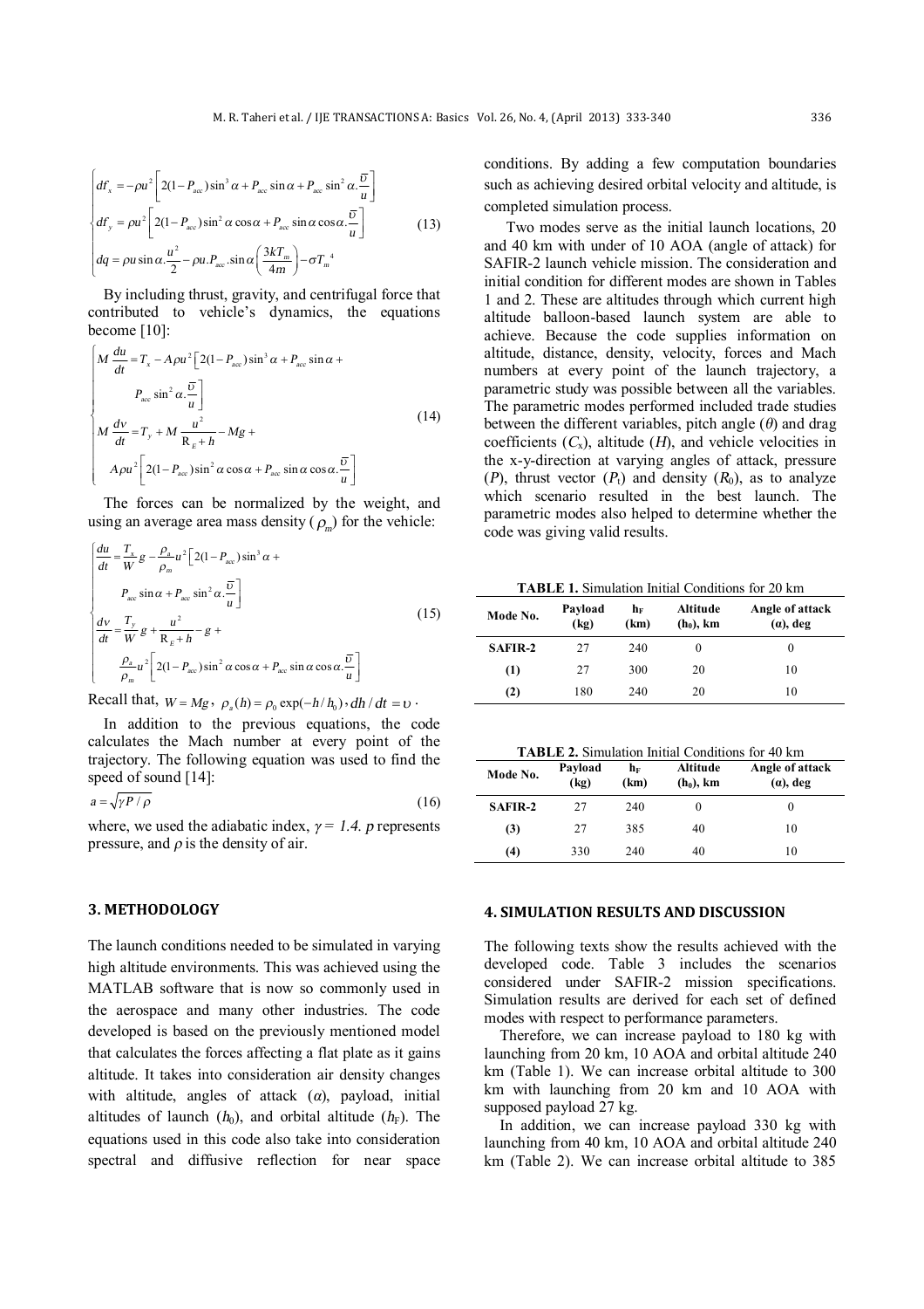$$
\begin{cases}
df_x = -\rho u^2 \left[ 2(1-P_{acc})\sin^3\alpha + P_{acc}\sin\alpha + P_{acc}\sin^2\alpha.\dfrac{\overline{\upsilon}}{u} \right] \\
df_y = \rho u^2 \left[ 2(1-P_{acc})\sin^2\alpha\cos\alpha + P_{acc}\sin\alpha\cos\alpha.\dfrac{\overline{\upsilon}}{u} \right] \\
dq = \rho u \sin\alpha.\dfrac{u^2}{2} - \rho u.P_{acc}.\sin\alpha\left(\dfrac{3kT_m}{4m}\right) - \sigma T_m{}^4
\end{cases}
\tag{13}
$$

By including thrust, gravity, and centrifugal force that contributed to vehicle's dynamics, the equations become [10]:

$$
\begin{cases}
M\dfrac{du}{dt} = T_x - A\rho u^2 \Big[ 2(1-P_{acc})\sin^3\alpha + P_{acc}\sin\alpha + \\
\qquad P_{acc}\sin^2\alpha.\dfrac{\overline{\upsilon}}{u} \Big] \\
M\dfrac{dv}{dt} = T_y + M\dfrac{u^2}{R_E + h} - Mg + \\
\qquad A\rho u^2 \left[ 2(1-P_{acc})\sin^2\alpha\cos\alpha + P_{acc}\sin\alpha\cos\alpha.\dfrac{\overline{\upsilon}}{u} \right]
\end{cases}
\tag{14}
$$

The forces can be normalized by the weight, and using an average area mass density ($\rho_m$) for the vehicle:

$$
\begin{cases}
\dfrac{du}{dt} = \dfrac{T_x}{W}g - \dfrac{\rho_a}{\rho_m}u^2 \Big[ 2(1-P_{acc})\sin^3\alpha + \\
\qquad P_{acc}\sin\alpha + P_{acc}\sin^2\alpha.\dfrac{\overline{\upsilon}}{u} \Big] \\
\dfrac{dv}{dt} = \dfrac{T_y}{W}g + \dfrac{u^2}{R_E + h} - g + \\
\qquad \dfrac{\rho_a}{\rho_m}u^2 \left[ 2(1-P_{acc})\sin^2\alpha\cos\alpha + P_{acc}\sin\alpha\cos\alpha.\dfrac{\overline{\upsilon}}{u} \right]
\end{cases}
\tag{15}
$$

Recall that, $W = Mg$, $\rho_a(h) = \rho_0 \exp(-h/h_0)$, $dh/dt = \upsilon$.

In addition to the previous equations, the code calculates the Mach number at every point of the trajectory. The following equation was used to find the speed of sound [14]:

$$
a = \sqrt{\gamma P / \rho} \tag{16}
$$

where, we used the adiabatic index, $\gamma = 1.4$. $p$ represents pressure, and $\rho$ is the density of air.

## 3. METHODOLOGY

The launch conditions needed to be simulated in varying high altitude environments. This was achieved using the MATLAB software that is now so commonly used in the aerospace and many other industries. The code developed is based on the previously mentioned model that calculates the forces affecting a flat plate as it gains altitude. It takes into consideration air density changes with altitude, angles of attack ($\alpha$), payload, initial altitudes of launch ($h_0$), and orbital altitude ($h_F$). The equations used in this code also take into consideration spectral and diffusive reflection for near space conditions. By adding a few computation boundaries such as achieving desired orbital velocity and altitude, is completed simulation process.

Two modes serve as the initial launch locations, 20 and 40 km with under of 10 AOA (angle of attack) for SAFIR-2 launch vehicle mission. The consideration and initial condition for different modes are shown in Tables 1 and 2. These are altitudes through which current high altitude balloon-based launch system are able to achieve. Because the code supplies information on altitude, distance, density, velocity, forces and Mach numbers at every point of the launch trajectory, a parametric study was possible between all the variables. The parametric modes performed included trade studies between the different variables, pitch angle ($\theta$) and drag coefficients ($C_x$), altitude ($H$), and vehicle velocities in the x-y-direction at varying angles of attack, pressure ($P$), thrust vector ($P_t$) and density ($R_0$), as to analyze which scenario resulted in the best launch. The parametric modes also helped to determine whether the code was giving valid results.

**TABLE 1.** Simulation Initial Conditions for 20 km

| Mode No. | Payload (kg) | $h_F$ (km) | Altitude ($h_0$), km | Angle of attack ($\alpha$), deg |
|---|---|---|---|---|
| **SAFIR-2** | 27 | 240 | 0 | 0 |
| **(1)** | 27 | 300 | 20 | 10 |
| **(2)** | 180 | 240 | 20 | 10 |

**TABLE 2.** Simulation Initial Conditions for 40 km

| Mode No. | Payload (kg) | $h_F$ (km) | Altitude ($h_0$), km | Angle of attack ($\alpha$), deg |
|---|---|---|---|---|
| **SAFIR-2** | 27 | 240 | 0 | 0 |
| **(3)** | 27 | 385 | 40 | 10 |
| **(4)** | 330 | 240 | 40 | 10 |

## 4. SIMULATION RESULTS AND DISCUSSION

The following texts show the results achieved with the developed code. Table 3 includes the scenarios considered under SAFIR-2 mission specifications. Simulation results are derived for each set of defined modes with respect to performance parameters.

Therefore, we can increase payload to 180 kg with launching from 20 km, 10 AOA and orbital altitude 240 km (Table 1). We can increase orbital altitude to 300 km with launching from 20 km and 10 AOA with supposed payload 27 kg.

In addition, we can increase payload 330 kg with launching from 40 km, 10 AOA and orbital altitude 240 km (Table 2). We can increase orbital altitude to 385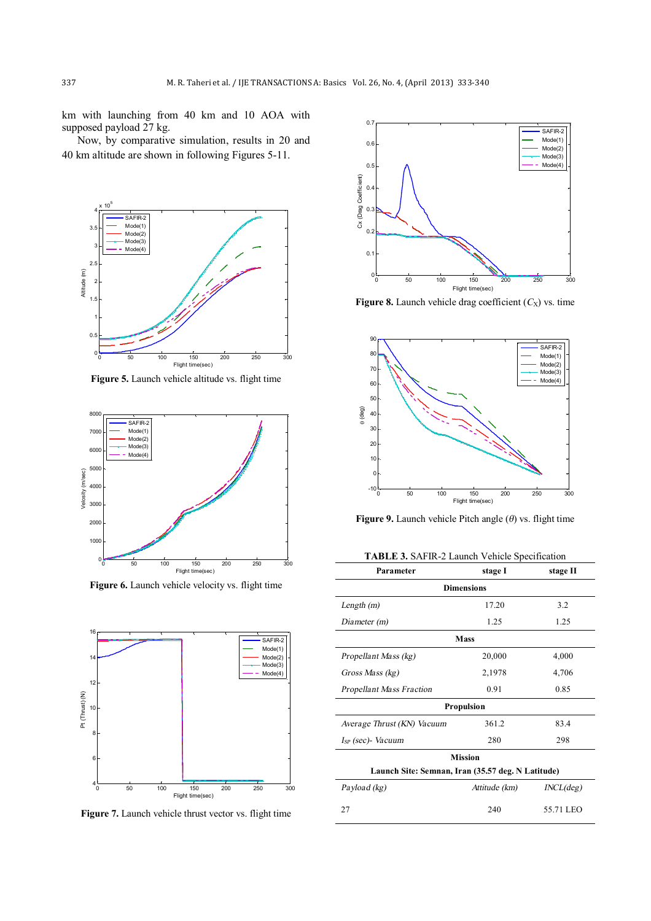km with launching from 40 km and 10 AOA with supposed payload 27 kg.

Now, by comparative simulation, results in 20 and 40 km altitude are shown in following Figures 5-11.

**Figure 5.** Launch vehicle altitude vs. flight time

**Figure 6.** Launch vehicle velocity vs. flight time

**Figure 7.** Launch vehicle thrust vector vs. flight time

**Figure 8.** Launch vehicle drag coefficient ($C_X$) vs. time

**Figure 9.** Launch vehicle Pitch angle ($\theta$) vs. flight time

**TABLE 3.** SAFIR-2 Launch Vehicle Specification

| Parameter | stage I | stage II |
|---|---|---|
| **Dimensions** | | |
| *Length (m)* | 17.20 | 3.2 |
| *Diameter (m)* | 1.25 | 1.25 |
| **Mass** | | |
| *Propellant Mass (kg)* | 20,000 | 4,000 |
| *Gross Mass (kg)* | 2,1978 | 4,706 |
| *Propellant Mass Fraction* | 0.91 | 0.85 |
| **Propulsion** | | |
| *Average Thrust (KN) Vacuum* | 361.2 | 83.4 |
| *$I_{SP}$ (sec)- Vacuum* | 280 | 298 |
| **Mission** | | |
| **Launch Site: Semnan, Iran (35.57 deg. N Latitude)** | | |
| *Payload (kg)* | *Attitude (km)* | *INCL(deg)* |
| 27 | 240 | 55.71 LEO |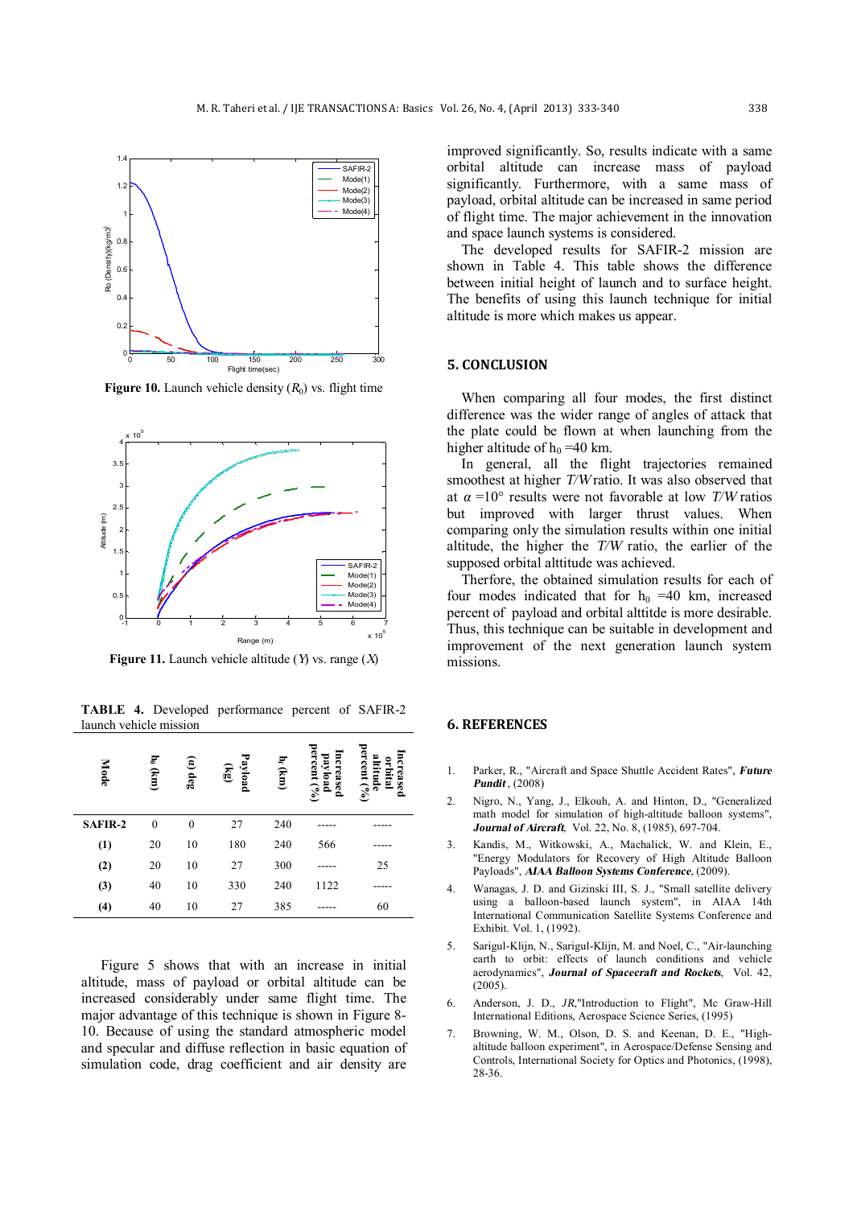**Figure 10.** Launch vehicle density ($R_0$) vs. flight time

**Figure 11.** Launch vehicle altitude ($Y$) vs. range ($X$)

**TABLE 4.** Developed performance percent of SAFIR-2 launch vehicle mission

| Mode | $h_0$ (km) | ($\alpha$) deg | Payload (kg) | $h_f$ (km) | Increased payload percent (%) | Increased orbital altitude percent (%) |
|---|---|---|---|---|---|---|
| SAFIR-2 | 0 | 0 | 27 | 240 | ----- | ----- |
| (1) | 20 | 10 | 180 | 240 | 566 | ----- |
| (2) | 20 | 10 | 27 | 300 | ----- | 25 |
| (3) | 40 | 10 | 330 | 240 | 1122 | ----- |
| (4) | 40 | 10 | 27 | 385 | ----- | 60 |

Figure 5 shows that with an increase in initial altitude, mass of payload or orbital altitude can be increased considerably under same flight time. The major advantage of this technique is shown in Figure 8-10. Because of using the standard atmospheric model and specular and diffuse reflection in basic equation of simulation code, drag coefficient and air density are improved significantly. So, results indicate with a same orbital altitude can increase mass of payload significantly. Furthermore, with a same mass of payload, orbital altitude can be increased in same period of flight time. The major achievement in the innovation and space launch systems is considered.

The developed results for SAFIR-2 mission are shown in Table 4. This table shows the difference between initial height of launch and to surface height. The benefits of using this launch technique for initial altitude is more which makes us appear.

## 5. CONCLUSION

When comparing all four modes, the first distinct difference was the wider range of angles of attack that the plate could be flown at when launching from the higher altitude of $h_0$ =40 km.

In general, all the flight trajectories remained smoothest at higher $T/W$ ratio. It was also observed that at $\alpha$ =10° results were not favorable at low $T/W$ ratios but improved with larger thrust values. When comparing only the simulation results within one initial altitude, the higher the $T/W$ ratio, the earlier of the supposed orbital alttitude was achieved.

Therfore, the obtained simulation results for each of four modes indicated that for $h_0$ =40 km, increased percent of payload and orbital alttitde is more desirable. Thus, this technique can be suitable in development and improvement of the next generation launch system missions.

## 6. REFERENCES

1. Parker, R., "Aircraft and Space Shuttle Accident Rates", ***Future Pundit***, (2008)
2. Nigro, N., Yang, J., Elkouh, A. and Hinton, D., "Generalized math model for simulation of high-altitude balloon systems", ***Journal of Aircraft***, Vol. 22, No. 8, (1985), 697-704.
3. Kandis, M., Witkowski, A., Machalick, W. and Klein, E., "Energy Modulators for Recovery of High Altitude Balloon Payloads", ***AIAA Balloon Systems Conference***, (2009).
4. Wanagas, J. D. and Gizinski III, S. J., "Small satellite delivery using a balloon-based launch system", in AIAA 14th International Communication Satellite Systems Conference and Exhibit. Vol. 1, (1992).
5. Sarigul-Klijn, N., Sarigul-Klijn, M. and Noel, C., "Air-launching earth to orbit: effects of launch conditions and vehicle aerodynamics", ***Journal of Spacecraft and Rockets***, Vol. 42, (2005).
6. Anderson, J. D., *JR*,"Introduction to Flight", Mc Graw-Hill International Editions, Aerospace Science Series, (1995)
7. Browning, W. M., Olson, D. S. and Keenan, D. E., "High-altitude balloon experiment", in Aerospace/Defense Sensing and Controls, International Society for Optics and Photonics, (1998), 28-36.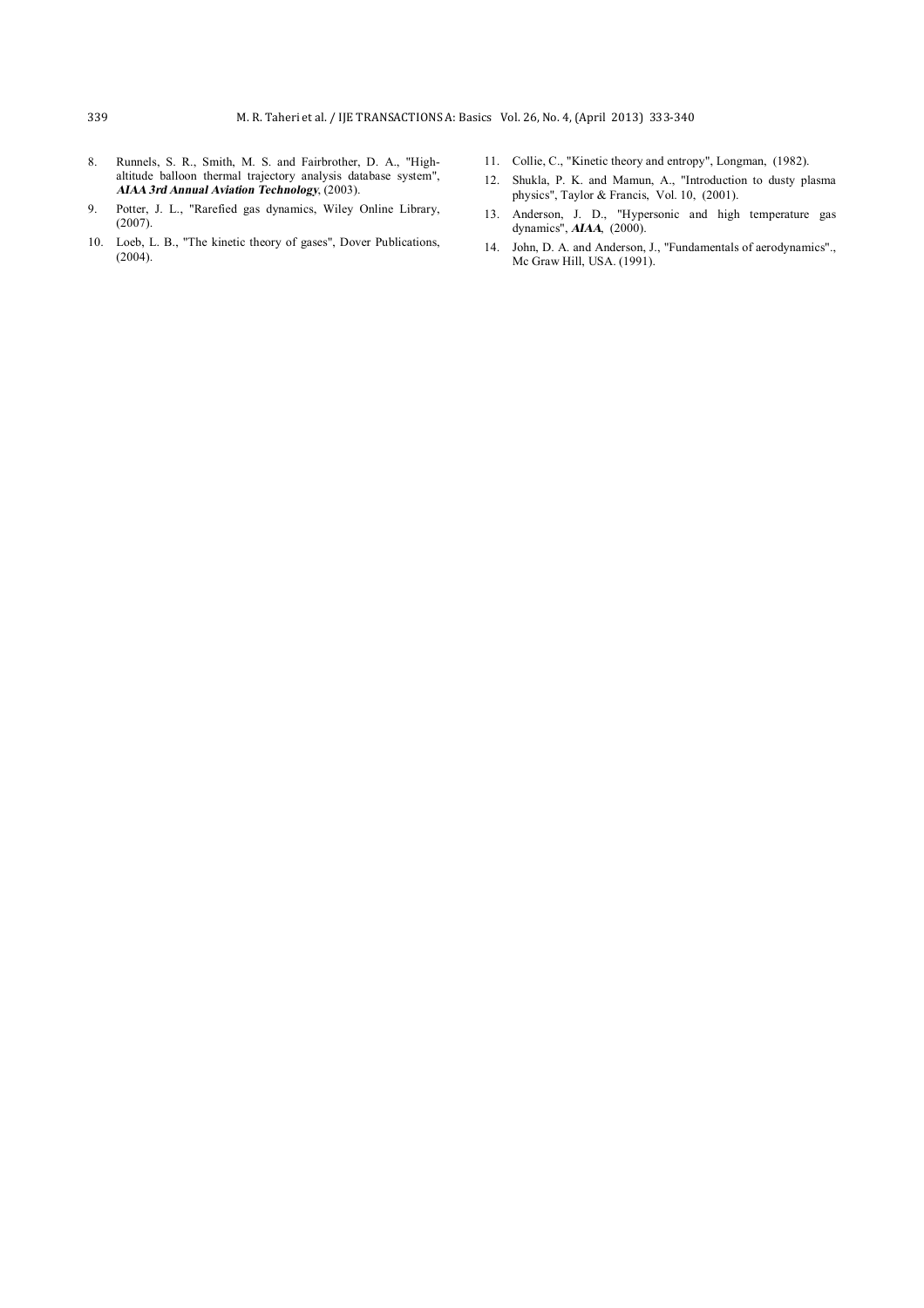8. Runnels, S. R., Smith, M. S. and Fairbrother, D. A., "High-altitude balloon thermal trajectory analysis database system", ***AIAA 3rd Annual Aviation Technology***, (2003).
9. Potter, J. L., "Rarefied gas dynamics, Wiley Online Library, (2007).
10. Loeb, L. B., "The kinetic theory of gases", Dover Publications, (2004).
11. Collie, C., "Kinetic theory and entropy", Longman, (1982).
12. Shukla, P. K. and Mamun, A., "Introduction to dusty plasma physics", Taylor & Francis, Vol. 10, (2001).
13. Anderson, J. D., "Hypersonic and high temperature gas dynamics", ***AIAA***, (2000).
14. John, D. A. and Anderson, J., "Fundamentals of aerodynamics"., Mc Graw Hill, USA. (1991).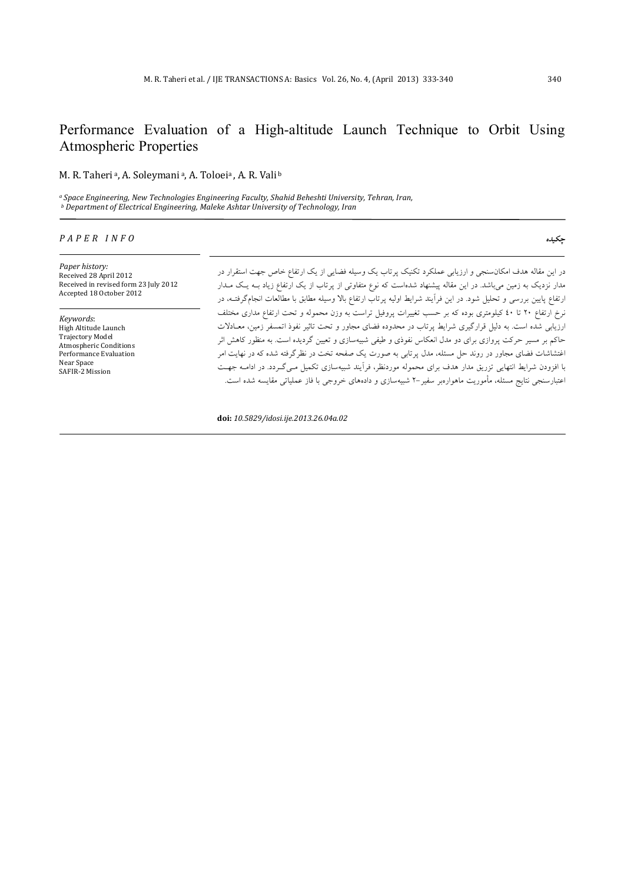# Performance Evaluation of a High-altitude Launch Technique to Orbit Using Atmospheric Properties

M. R. Taheri [a], A. Soleymani [a], A. Toloei [a], A. R. Vali [b]

[a] *Space Engineering, New Technologies Engineering Faculty, Shahid Beheshti University, Tehran, Iran,*
[b] *Department of Electrical Engineering, Maleke Ashtar University of Technology, Iran*

---

*PAPER INFO*

*Paper history:*
Received 28 April 2012
Received in revised form 23 July 2012
Accepted 18 October 2012

*Keywords*:
High Altitude Launch
Trajectory Model
Atmospheric Conditions
Performance Evaluation
Near Space
SAFIR-2 Mission

**چکیده**

در این مقاله هدف امکان‌سنجی و ارزیابی عملکرد تکنیک پرتاب یک وسیله فضایی از یک ارتفاع خاص جهت استقرار در مدار نزدیک به زمین می‌باشد. در این مقاله پیشنهاد شده‌است که نوع متفاوتی از پرتاب از یک ارتفاع زیاد به یک مدار ارتفاع پایین بررسی و تحلیل شود. در این فرآیند شرایط اولیه پرتاب ارتفاع بالا وسیله مطابق با مطالعات انجام‌گرفته، در نرخ ارتفاع ۲۰ تا ۴۰ کیلومتری بوده که بر حسب تغییرات پروفیل تراست به وزن محموله و تحت ارتفاع مداری مختلف ارزیابی شده است. به دلیل قرارگیری شرایط پرتاب در محدوده فضای مجاور و تحت تاثیر نفوذ اتمسفر زمین، معادلات حاکم بر مسیر حرکت پروازی برای دو مدل انعکاس نفوذی و طیفی شبیه‌سازی و تعیین گردیده است. به منظور کاهش اثر اغتشاشات فضای مجاور در روند حل مسئله، مدل پرتابی به صورت یک صفحه تخت در نظرگرفته شده که در نهایت امر با افزودن شرایط انتهایی تزریق مدار هدف برای محموله موردنظر، فرآیند شبیه‌سازی تکمیل می‌گردد. در ادامه جهت اعتبارسنجی نتایج مسئله، مأموریت ماهواره‌بر سفیر-۲ شبیه‌سازی و داده‌های خروجی با فاز عملیاتی مقایسه شده است.

**doi:** *10.5829/idosi.ije.2013.26.04a.02*